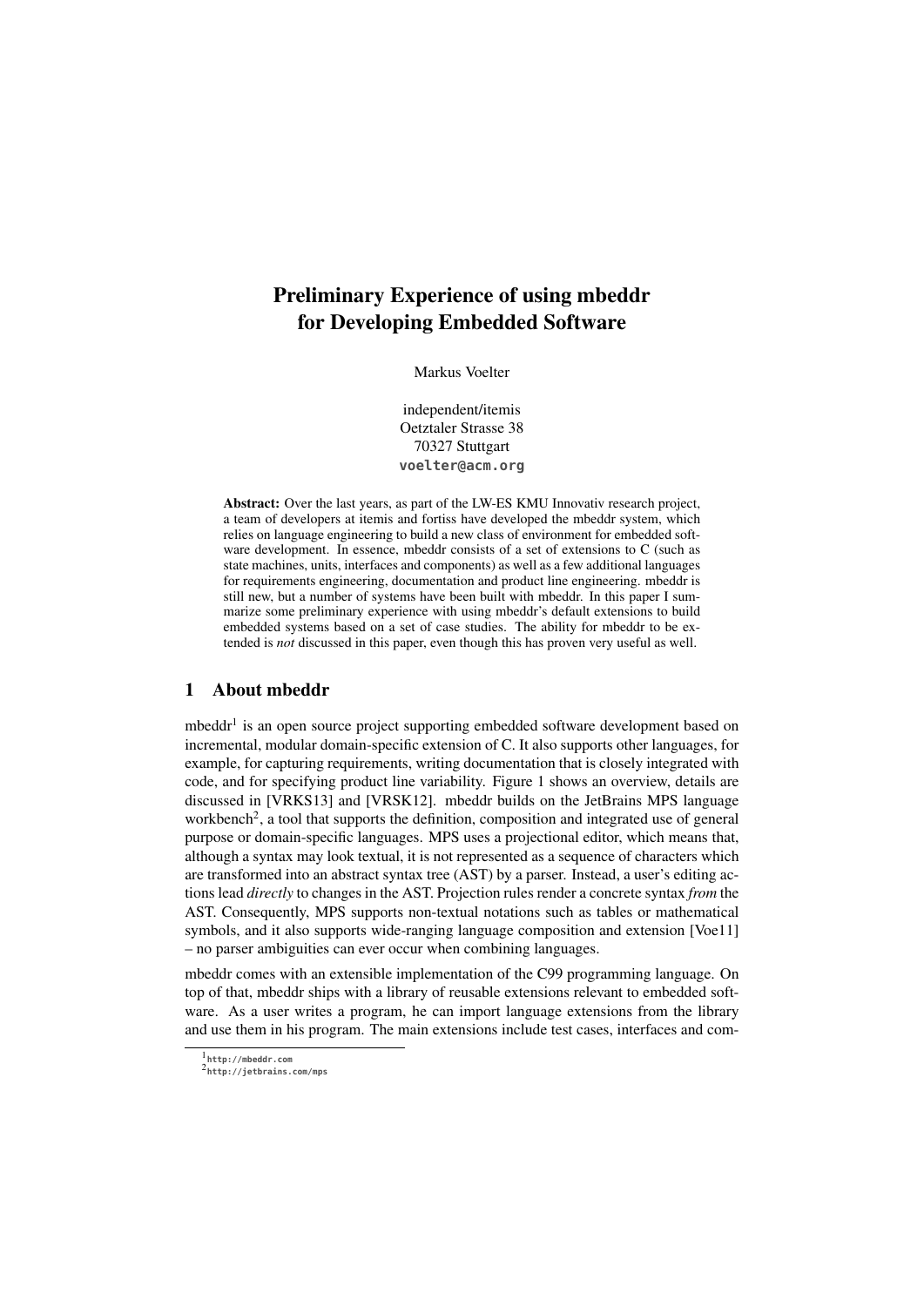# Preliminary Experience of using mbeddr for Developing Embedded Software

Markus Voelter

independent/itemis
Oetztaler Strasse 38
70327 Stuttgart
`voelter@acm.org`

**Abstract:** Over the last years, as part of the LW-ES KMU Innovativ research project, a team of developers at itemis and fortiss have developed the mbeddr system, which relies on language engineering to build a new class of environment for embedded software development. In essence, mbeddr consists of a set of extensions to C (such as state machines, units, interfaces and components) as well as a few additional languages for requirements engineering, documentation and product line engineering. mbeddr is still new, but a number of systems have been built with mbeddr. In this paper I summarize some preliminary experience with using mbeddr's default extensions to build embedded systems based on a set of case studies. The ability for mbeddr to be extended is *not* discussed in this paper, even though this has proven very useful as well.

## 1 About mbeddr

mbeddr[1] is an open source project supporting embedded software development based on incremental, modular domain-specific extension of C. It also supports other languages, for example, for capturing requirements, writing documentation that is closely integrated with code, and for specifying product line variability. Figure 1 shows an overview, details are discussed in [VRKS13] and [VRSK12]. mbeddr builds on the JetBrains MPS language workbench[2], a tool that supports the definition, composition and integrated use of general purpose or domain-specific languages. MPS uses a projectional editor, which means that, although a syntax may look textual, it is not represented as a sequence of characters which are transformed into an abstract syntax tree (AST) by a parser. Instead, a user's editing actions lead *directly* to changes in the AST. Projection rules render a concrete syntax *from* the AST. Consequently, MPS supports non-textual notations such as tables or mathematical symbols, and it also supports wide-ranging language composition and extension [Voe11] – no parser ambiguities can ever occur when combining languages.

mbeddr comes with an extensible implementation of the C99 programming language. On top of that, mbeddr ships with a library of reusable extensions relevant to embedded software. As a user writes a program, he can import language extensions from the library and use them in his program. The main extensions include test cases, interfaces and com-

[1] `http://mbeddr.com`
[2] `http://jetbrains.com/mps`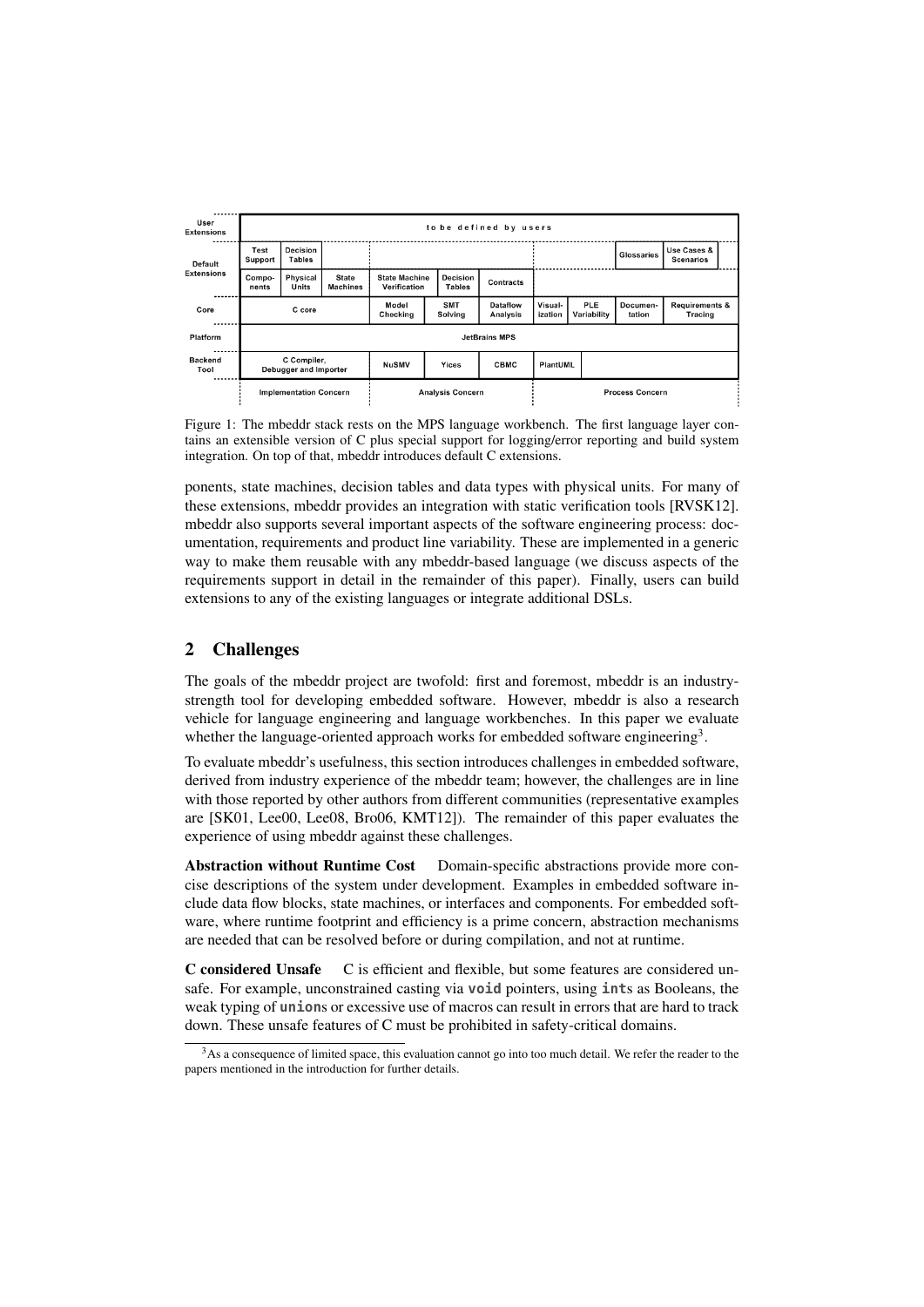| | | | | | | | | | | |
|---|---|---|---|---|---|---|---|---|---|---|
| User Extensions | to be defined by users | | | | | | | | | |
| Default Extensions | Test Support | Decision Tables | | | | | | | Glossaries | Use Cases & Scenarios |
| | Components | Physical Units | State Machines | State Machine Verification | Decision Tables | Contracts | | | | |
| Core | C core | | | Model Checking | SMT Solving | Dataflow Analysis | Visualization | PLE Variability | Documentation | Requirements & Tracing |
| Platform | JetBrains MPS | | | | | | | | | |
| Backend Tool | C Compiler, Debugger and Importer | | | NuSMV | Yices | CBMC | PlantUML | | | |
| | Implementation Concern | | | Analysis Concern | | | Process Concern | | | |

Figure 1: The mbeddr stack rests on the MPS language workbench. The first language layer contains an extensible version of C plus special support for logging/error reporting and build system integration. On top of that, mbeddr introduces default C extensions.

ponents, state machines, decision tables and data types with physical units. For many of these extensions, mbeddr provides an integration with static verification tools [RVSK12]. mbeddr also supports several important aspects of the software engineering process: documentation, requirements and product line variability. These are implemented in a generic way to make them reusable with any mbeddr-based language (we discuss aspects of the requirements support in detail in the remainder of this paper). Finally, users can build extensions to any of the existing languages or integrate additional DSLs.

## 2 Challenges

The goals of the mbeddr project are twofold: first and foremost, mbeddr is an industry-strength tool for developing embedded software. However, mbeddr is also a research vehicle for language engineering and language workbenches. In this paper we evaluate whether the language-oriented approach works for embedded software engineering[3].

To evaluate mbeddr's usefulness, this section introduces challenges in embedded software, derived from industry experience of the mbeddr team; however, the challenges are in line with those reported by other authors from different communities (representative examples are [SK01, Lee00, Lee08, Bro06, KMT12]). The remainder of this paper evaluates the experience of using mbeddr against these challenges.

**Abstraction without Runtime Cost** Domain-specific abstractions provide more concise descriptions of the system under development. Examples in embedded software include data flow blocks, state machines, or interfaces and components. For embedded software, where runtime footprint and efficiency is a prime concern, abstraction mechanisms are needed that can be resolved before or during compilation, and not at runtime.

**C considered Unsafe** C is efficient and flexible, but some features are considered unsafe. For example, unconstrained casting via **void** pointers, using **int**s as Booleans, the weak typing of **union**s or excessive use of macros can result in errors that are hard to track down. These unsafe features of C must be prohibited in safety-critical domains.

[3] As a consequence of limited space, this evaluation cannot go into too much detail. We refer the reader to the papers mentioned in the introduction for further details.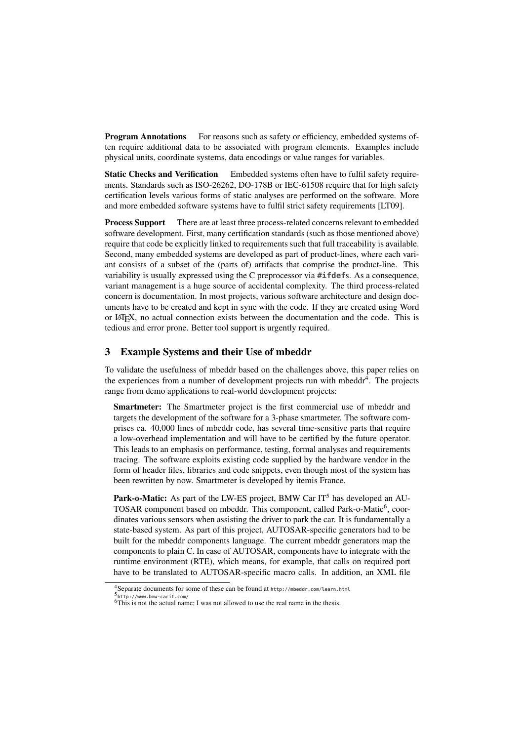**Program Annotations** For reasons such as safety or efficiency, embedded systems often require additional data to be associated with program elements. Examples include physical units, coordinate systems, data encodings or value ranges for variables.

**Static Checks and Verification** Embedded systems often have to fulfil safety requirements. Standards such as ISO-26262, DO-178B or IEC-61508 require that for high safety certification levels various forms of static analyses are performed on the software. More and more embedded software systems have to fulfil strict safety requirements [LT09].

**Process Support** There are at least three process-related concerns relevant to embedded software development. First, many certification standards (such as those mentioned above) require that code be explicitly linked to requirements such that full traceability is available. Second, many embedded systems are developed as part of product-lines, where each variant consists of a subset of the (parts of) artifacts that comprise the product-line. This variability is usually expressed using the C preprocessor via `#ifdef`s. As a consequence, variant management is a huge source of accidental complexity. The third process-related concern is documentation. In most projects, various software architecture and design documents have to be created and kept in sync with the code. If they are created using Word or LaTeX, no actual connection exists between the documentation and the code. This is tedious and error prone. Better tool support is urgently required.

## 3 Example Systems and their Use of mbeddr

To validate the usefulness of mbeddr based on the challenges above, this paper relies on the experiences from a number of development projects run with mbeddr[4]. The projects range from demo applications to real-world development projects:

**Smartmeter:** The Smartmeter project is the first commercial use of mbeddr and targets the development of the software for a 3-phase smartmeter. The software comprises ca. 40,000 lines of mbeddr code, has several time-sensitive parts that require a low-overhead implementation and will have to be certified by the future operator. This leads to an emphasis on performance, testing, formal analyses and requirements tracing. The software exploits existing code supplied by the hardware vendor in the form of header files, libraries and code snippets, even though most of the system has been rewritten by now. Smartmeter is developed by itemis France.

**Park-o-Matic:** As part of the LW-ES project, BMW Car IT[5] has developed an AUTOSAR component based on mbeddr. This component, called Park-o-Matic[6], coordinates various sensors when assisting the driver to park the car. It is fundamentally a state-based system. As part of this project, AUTOSAR-specific generators had to be built for the mbeddr components language. The current mbeddr generators map the components to plain C. In case of AUTOSAR, components have to integrate with the runtime environment (RTE), which means, for example, that calls on required port have to be translated to AUTOSAR-specific macro calls. In addition, an XML file

[4] Separate documents for some of these can be found at `http://mbeddr.com/learn.html`

[5] `http://www.bmw-carit.com/`

[6] This is not the actual name; I was not allowed to use the real name in the thesis.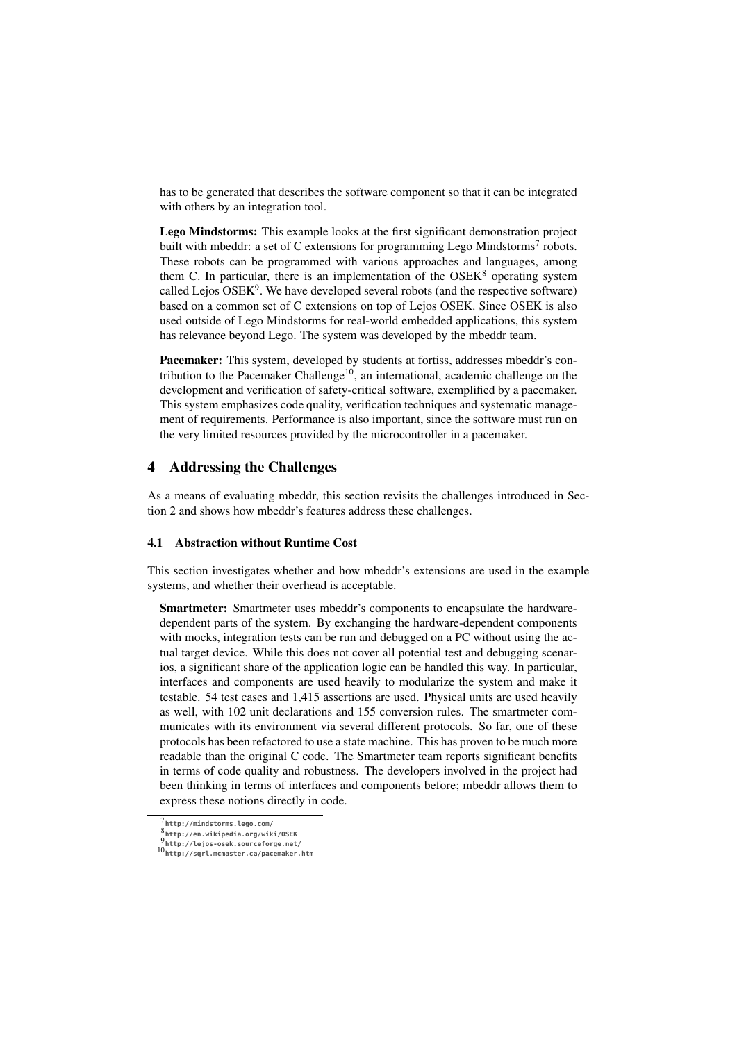has to be generated that describes the software component so that it can be integrated with others by an integration tool.

**Lego Mindstorms:** This example looks at the first significant demonstration project built with mbeddr: a set of C extensions for programming Lego Mindstorms[7] robots. These robots can be programmed with various approaches and languages, among them C. In particular, there is an implementation of the OSEK[8] operating system called Lejos OSEK[9]. We have developed several robots (and the respective software) based on a common set of C extensions on top of Lejos OSEK. Since OSEK is also used outside of Lego Mindstorms for real-world embedded applications, this system has relevance beyond Lego. The system was developed by the mbeddr team.

**Pacemaker:** This system, developed by students at fortiss, addresses mbeddr's contribution to the Pacemaker Challenge[10], an international, academic challenge on the development and verification of safety-critical software, exemplified by a pacemaker. This system emphasizes code quality, verification techniques and systematic management of requirements. Performance is also important, since the software must run on the very limited resources provided by the microcontroller in a pacemaker.

## 4 Addressing the Challenges

As a means of evaluating mbeddr, this section revisits the challenges introduced in Section 2 and shows how mbeddr's features address these challenges.

### 4.1 Abstraction without Runtime Cost

This section investigates whether and how mbeddr's extensions are used in the example systems, and whether their overhead is acceptable.

**Smartmeter:** Smartmeter uses mbeddr's components to encapsulate the hardware-dependent parts of the system. By exchanging the hardware-dependent components with mocks, integration tests can be run and debugged on a PC without using the actual target device. While this does not cover all potential test and debugging scenarios, a significant share of the application logic can be handled this way. In particular, interfaces and components are used heavily to modularize the system and make it testable. 54 test cases and 1,415 assertions are used. Physical units are used heavily as well, with 102 unit declarations and 155 conversion rules. The smartmeter communicates with its environment via several different protocols. So far, one of these protocols has been refactored to use a state machine. This has proven to be much more readable than the original C code. The Smartmeter team reports significant benefits in terms of code quality and robustness. The developers involved in the project had been thinking in terms of interfaces and components before; mbeddr allows them to express these notions directly in code.

[7] http://mindstorms.lego.com/
[8] http://en.wikipedia.org/wiki/OSEK
[9] http://lejos-osek.sourceforge.net/
[10] http://sqrl.mcmaster.ca/pacemaker.htm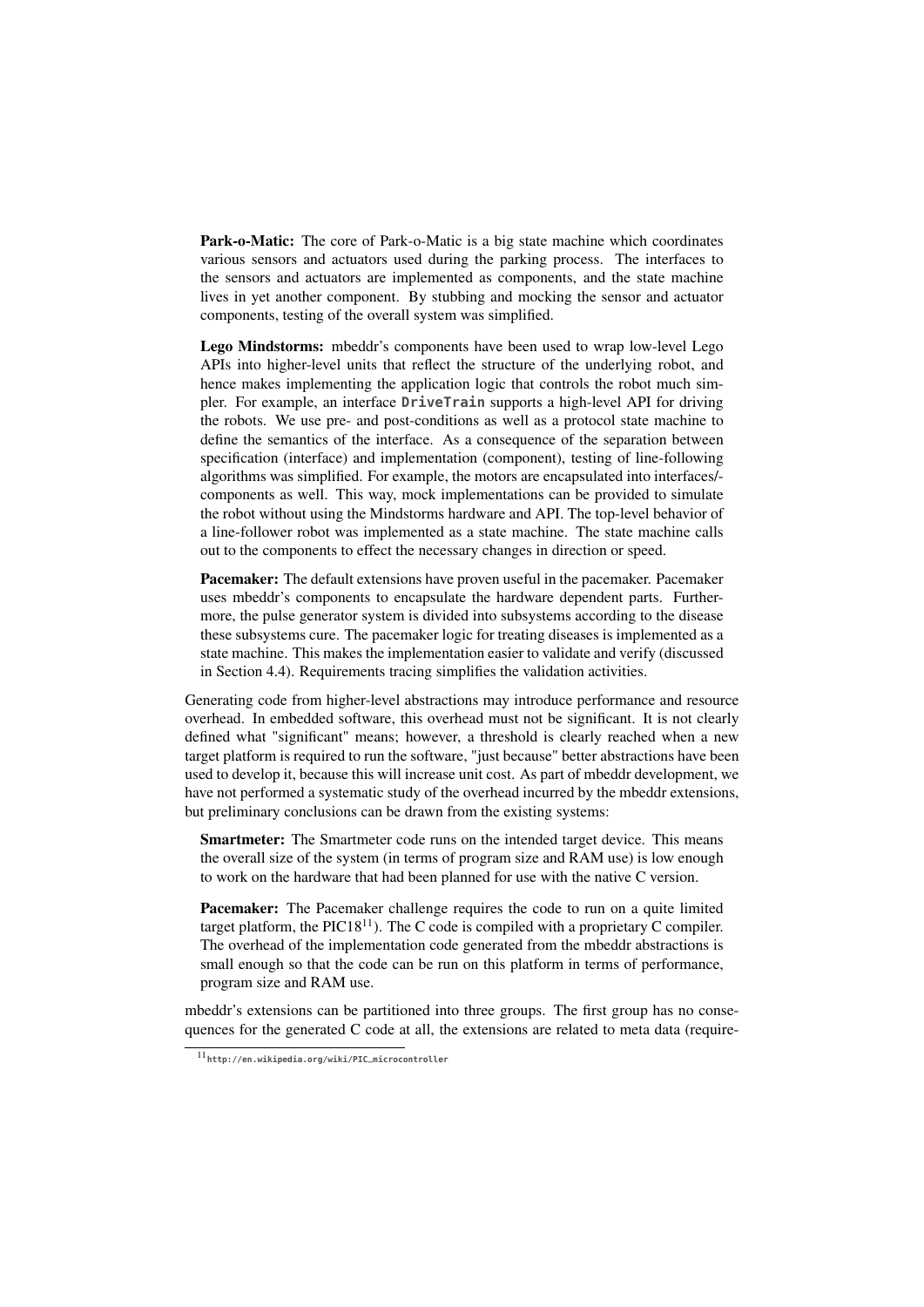**Park-o-Matic:** The core of Park-o-Matic is a big state machine which coordinates various sensors and actuators used during the parking process. The interfaces to the sensors and actuators are implemented as components, and the state machine lives in yet another component. By stubbing and mocking the sensor and actuator components, testing of the overall system was simplified.

**Lego Mindstorms:** mbeddr's components have been used to wrap low-level Lego APIs into higher-level units that reflect the structure of the underlying robot, and hence makes implementing the application logic that controls the robot much simpler. For example, an interface `DriveTrain` supports a high-level API for driving the robots. We use pre- and post-conditions as well as a protocol state machine to define the semantics of the interface. As a consequence of the separation between specification (interface) and implementation (component), testing of line-following algorithms was simplified. For example, the motors are encapsulated into interfaces/components as well. This way, mock implementations can be provided to simulate the robot without using the Mindstorms hardware and API. The top-level behavior of a line-follower robot was implemented as a state machine. The state machine calls out to the components to effect the necessary changes in direction or speed.

**Pacemaker:** The default extensions have proven useful in the pacemaker. Pacemaker uses mbeddr's components to encapsulate the hardware dependent parts. Furthermore, the pulse generator system is divided into subsystems according to the disease these subsystems cure. The pacemaker logic for treating diseases is implemented as a state machine. This makes the implementation easier to validate and verify (discussed in Section 4.4). Requirements tracing simplifies the validation activities.

Generating code from higher-level abstractions may introduce performance and resource overhead. In embedded software, this overhead must not be significant. It is not clearly defined what "significant" means; however, a threshold is clearly reached when a new target platform is required to run the software, "just because" better abstractions have been used to develop it, because this will increase unit cost. As part of mbeddr development, we have not performed a systematic study of the overhead incurred by the mbeddr extensions, but preliminary conclusions can be drawn from the existing systems:

**Smartmeter:** The Smartmeter code runs on the intended target device. This means the overall size of the system (in terms of program size and RAM use) is low enough to work on the hardware that had been planned for use with the native C version.

**Pacemaker:** The Pacemaker challenge requires the code to run on a quite limited target platform, the PIC18[11]). The C code is compiled with a proprietary C compiler. The overhead of the implementation code generated from the mbeddr abstractions is small enough so that the code can be run on this platform in terms of performance, program size and RAM use.

mbeddr's extensions can be partitioned into three groups. The first group has no consequences for the generated C code at all, the extensions are related to meta data (require-

[11] `http://en.wikipedia.org/wiki/PIC_microcontroller`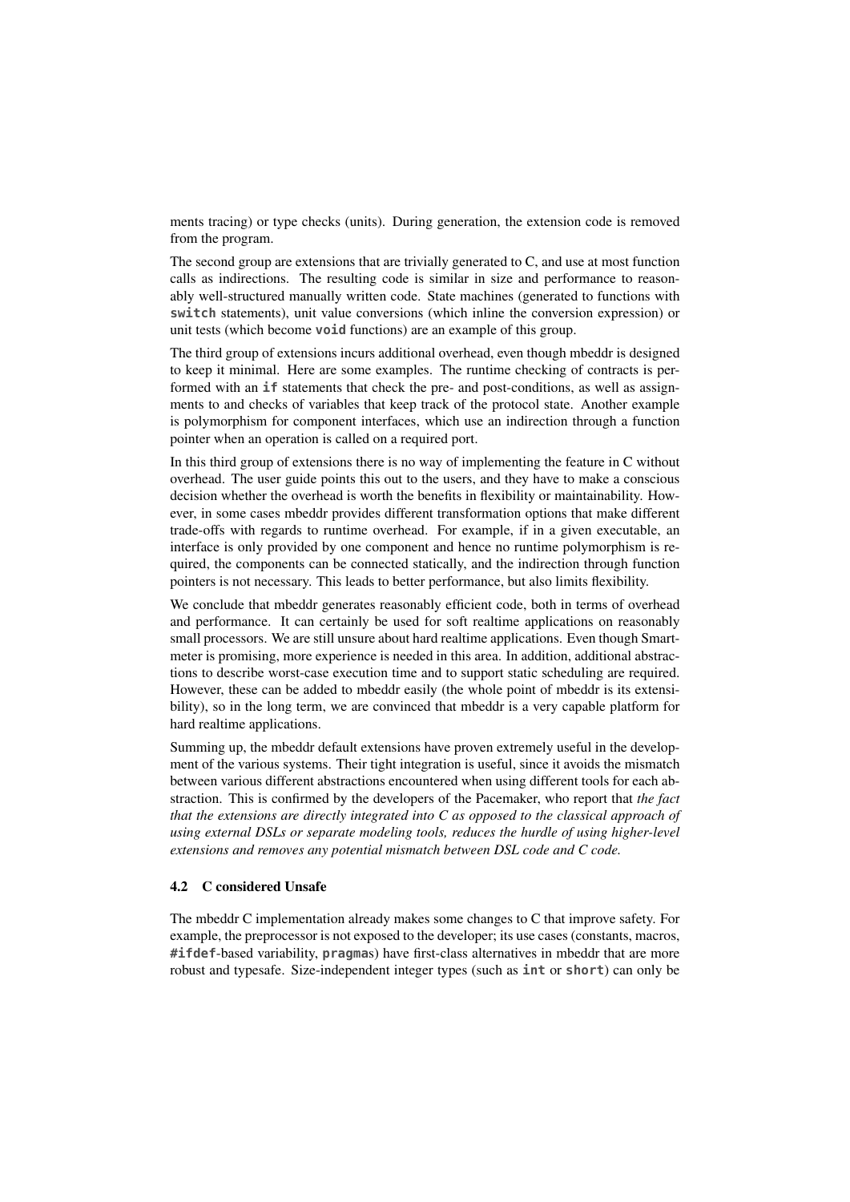ments tracing) or type checks (units). During generation, the extension code is removed from the program.

The second group are extensions that are trivially generated to C, and use at most function calls as indirections. The resulting code is similar in size and performance to reasonably well-structured manually written code. State machines (generated to functions with **switch** statements), unit value conversions (which inline the conversion expression) or unit tests (which become **void** functions) are an example of this group.

The third group of extensions incurs additional overhead, even though mbeddr is designed to keep it minimal. Here are some examples. The runtime checking of contracts is performed with an **if** statements that check the pre- and post-conditions, as well as assignments to and checks of variables that keep track of the protocol state. Another example is polymorphism for component interfaces, which use an indirection through a function pointer when an operation is called on a required port.

In this third group of extensions there is no way of implementing the feature in C without overhead. The user guide points this out to the users, and they have to make a conscious decision whether the overhead is worth the benefits in flexibility or maintainability. However, in some cases mbeddr provides different transformation options that make different trade-offs with regards to runtime overhead. For example, if in a given executable, an interface is only provided by one component and hence no runtime polymorphism is required, the components can be connected statically, and the indirection through function pointers is not necessary. This leads to better performance, but also limits flexibility.

We conclude that mbeddr generates reasonably efficient code, both in terms of overhead and performance. It can certainly be used for soft realtime applications on reasonably small processors. We are still unsure about hard realtime applications. Even though Smartmeter is promising, more experience is needed in this area. In addition, additional abstractions to describe worst-case execution time and to support static scheduling are required. However, these can be added to mbeddr easily (the whole point of mbeddr is its extensibility), so in the long term, we are convinced that mbeddr is a very capable platform for hard realtime applications.

Summing up, the mbeddr default extensions have proven extremely useful in the development of the various systems. Their tight integration is useful, since it avoids the mismatch between various different abstractions encountered when using different tools for each abstraction. This is confirmed by the developers of the Pacemaker, who report that *the fact that the extensions are directly integrated into C as opposed to the classical approach of using external DSLs or separate modeling tools, reduces the hurdle of using higher-level extensions and removes any potential mismatch between DSL code and C code.*

### 4.2 C considered Unsafe

The mbeddr C implementation already makes some changes to C that improve safety. For example, the preprocessor is not exposed to the developer; its use cases (constants, macros, **#ifdef**-based variability, **pragma**s) have first-class alternatives in mbeddr that are more robust and typesafe. Size-independent integer types (such as **int** or **short**) can only be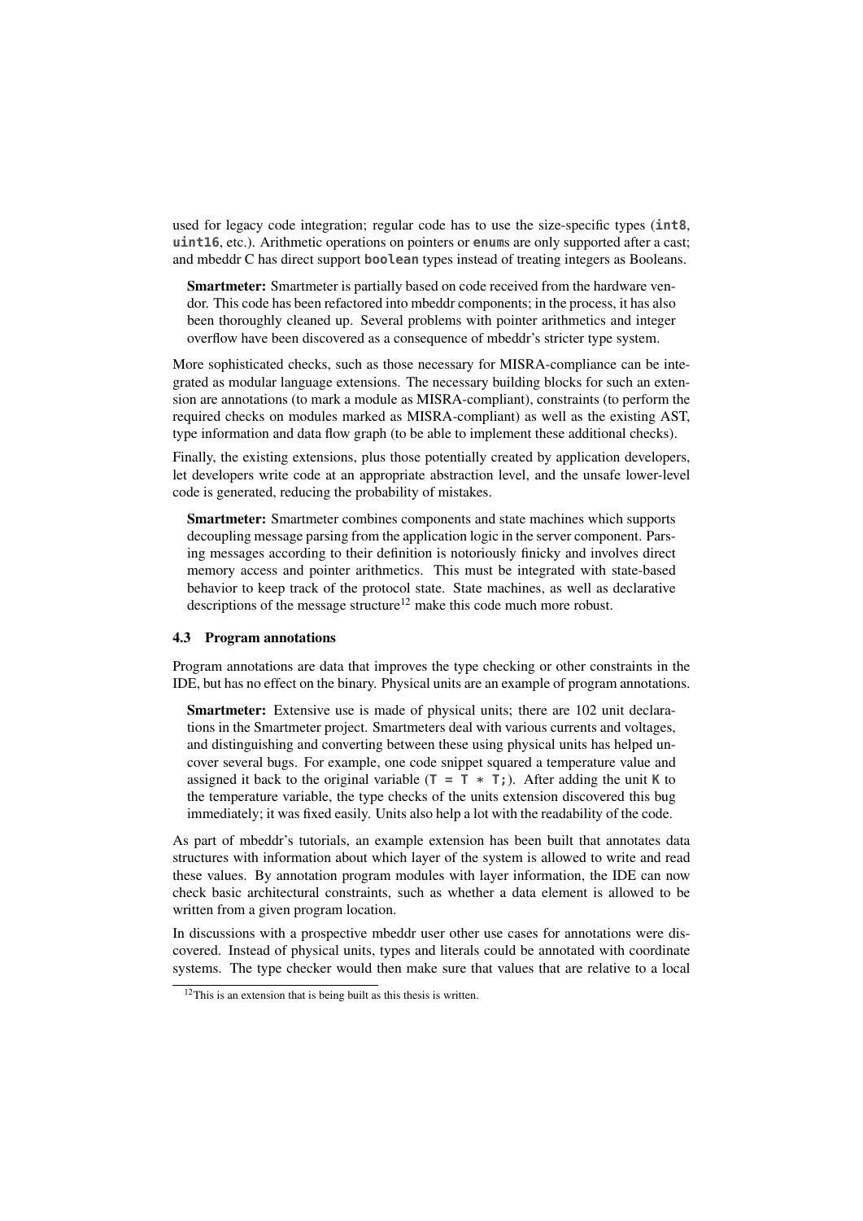used for legacy code integration; regular code has to use the size-specific types (`int8`, `uint16`, etc.). Arithmetic operations on pointers or `enum`s are only supported after a cast; and mbeddr C has direct support `boolean` types instead of treating integers as Booleans.

> **Smartmeter:** Smartmeter is partially based on code received from the hardware vendor. This code has been refactored into mbeddr components; in the process, it has also been thoroughly cleaned up. Several problems with pointer arithmetics and integer overflow have been discovered as a consequence of mbeddr's stricter type system.

More sophisticated checks, such as those necessary for MISRA-compliance can be integrated as modular language extensions. The necessary building blocks for such an extension are annotations (to mark a module as MISRA-compliant), constraints (to perform the required checks on modules marked as MISRA-compliant) as well as the existing AST, type information and data flow graph (to be able to implement these additional checks).

Finally, the existing extensions, plus those potentially created by application developers, let developers write code at an appropriate abstraction level, and the unsafe lower-level code is generated, reducing the probability of mistakes.

> **Smartmeter:** Smartmeter combines components and state machines which supports decoupling message parsing from the application logic in the server component. Parsing messages according to their definition is notoriously finicky and involves direct memory access and pointer arithmetics. This must be integrated with state-based behavior to keep track of the protocol state. State machines, as well as declarative descriptions of the message structure[12] make this code much more robust.

### 4.3 Program annotations

Program annotations are data that improves the type checking or other constraints in the IDE, but has no effect on the binary. Physical units are an example of program annotations.

> **Smartmeter:** Extensive use is made of physical units; there are 102 unit declarations in the Smartmeter project. Smartmeters deal with various currents and voltages, and distinguishing and converting between these using physical units has helped uncover several bugs. For example, one code snippet squared a temperature value and assigned it back to the original variable (`T = T * T;`). After adding the unit `K` to the temperature variable, the type checks of the units extension discovered this bug immediately; it was fixed easily. Units also help a lot with the readability of the code.

As part of mbeddr's tutorials, an example extension has been built that annotates data structures with information about which layer of the system is allowed to write and read these values. By annotation program modules with layer information, the IDE can now check basic architectural constraints, such as whether a data element is allowed to be written from a given program location.

In discussions with a prospective mbeddr user other use cases for annotations were discovered. Instead of physical units, types and literals could be annotated with coordinate systems. The type checker would then make sure that values that are relative to a local

[12] This is an extension that is being built as this thesis is written.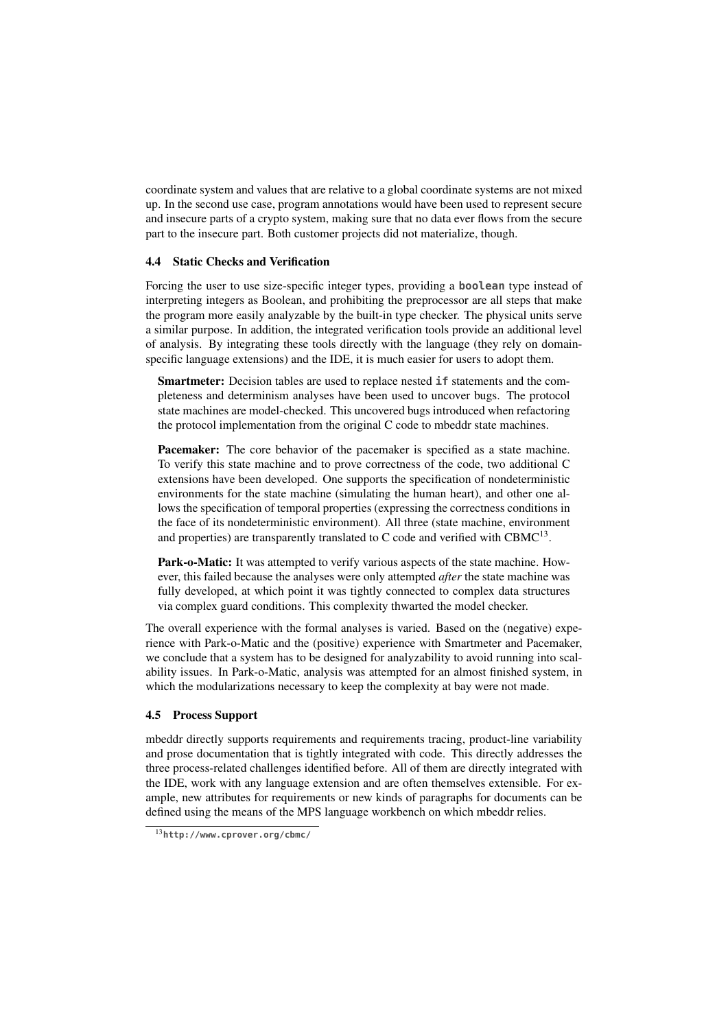coordinate system and values that are relative to a global coordinate systems are not mixed up. In the second use case, program annotations would have been used to represent secure and insecure parts of a crypto system, making sure that no data ever flows from the secure part to the insecure part. Both customer projects did not materialize, though.

### 4.4 Static Checks and Verification

Forcing the user to use size-specific integer types, providing a `boolean` type instead of interpreting integers as Boolean, and prohibiting the preprocessor are all steps that make the program more easily analyzable by the built-in type checker. The physical units serve a similar purpose. In addition, the integrated verification tools provide an additional level of analysis. By integrating these tools directly with the language (they rely on domain-specific language extensions) and the IDE, it is much easier for users to adopt them.

> **Smartmeter:** Decision tables are used to replace nested `if` statements and the completeness and determinism analyses have been used to uncover bugs. The protocol state machines are model-checked. This uncovered bugs introduced when refactoring the protocol implementation from the original C code to mbeddr state machines.

> **Pacemaker:** The core behavior of the pacemaker is specified as a state machine. To verify this state machine and to prove correctness of the code, two additional C extensions have been developed. One supports the specification of nondeterministic environments for the state machine (simulating the human heart), and other one allows the specification of temporal properties (expressing the correctness conditions in the face of its nondeterministic environment). All three (state machine, environment and properties) are transparently translated to C code and verified with CBMC[13].

> **Park-o-Matic:** It was attempted to verify various aspects of the state machine. However, this failed because the analyses were only attempted *after* the state machine was fully developed, at which point it was tightly connected to complex data structures via complex guard conditions. This complexity thwarted the model checker.

The overall experience with the formal analyses is varied. Based on the (negative) experience with Park-o-Matic and the (positive) experience with Smartmeter and Pacemaker, we conclude that a system has to be designed for analyzability to avoid running into scalability issues. In Park-o-Matic, analysis was attempted for an almost finished system, in which the modularizations necessary to keep the complexity at bay were not made.

### 4.5 Process Support

mbeddr directly supports requirements and requirements tracing, product-line variability and prose documentation that is tightly integrated with code. This directly addresses the three process-related challenges identified before. All of them are directly integrated with the IDE, work with any language extension and are often themselves extensible. For example, new attributes for requirements or new kinds of paragraphs for documents can be defined using the means of the MPS language workbench on which mbeddr relies.

[13] `http://www.cprover.org/cbmc/`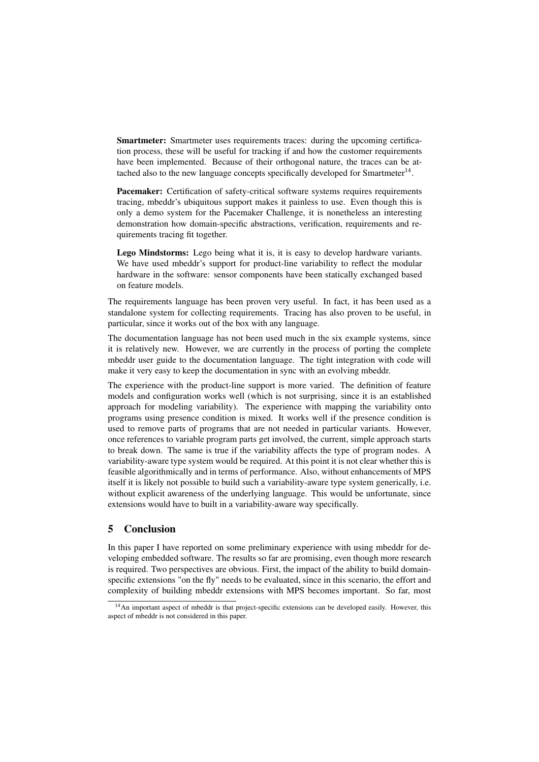**Smartmeter:** Smartmeter uses requirements traces: during the upcoming certification process, these will be useful for tracking if and how the customer requirements have been implemented. Because of their orthogonal nature, the traces can be attached also to the new language concepts specifically developed for Smartmeter[14].

**Pacemaker:** Certification of safety-critical software systems requires requirements tracing, mbeddr's ubiquitous support makes it painless to use. Even though this is only a demo system for the Pacemaker Challenge, it is nonetheless an interesting demonstration how domain-specific abstractions, verification, requirements and requirements tracing fit together.

**Lego Mindstorms:** Lego being what it is, it is easy to develop hardware variants. We have used mbeddr's support for product-line variability to reflect the modular hardware in the software: sensor components have been statically exchanged based on feature models.

The requirements language has been proven very useful. In fact, it has been used as a standalone system for collecting requirements. Tracing has also proven to be useful, in particular, since it works out of the box with any language.

The documentation language has not been used much in the six example systems, since it is relatively new. However, we are currently in the process of porting the complete mbeddr user guide to the documentation language. The tight integration with code will make it very easy to keep the documentation in sync with an evolving mbeddr.

The experience with the product-line support is more varied. The definition of feature models and configuration works well (which is not surprising, since it is an established approach for modeling variability). The experience with mapping the variability onto programs using presence condition is mixed. It works well if the presence condition is used to remove parts of programs that are not needed in particular variants. However, once references to variable program parts get involved, the current, simple approach starts to break down. The same is true if the variability affects the type of program nodes. A variability-aware type system would be required. At this point it is not clear whether this is feasible algorithmically and in terms of performance. Also, without enhancements of MPS itself it is likely not possible to build such a variability-aware type system generically, i.e. without explicit awareness of the underlying language. This would be unfortunate, since extensions would have to built in a variability-aware way specifically.

## 5 Conclusion

In this paper I have reported on some preliminary experience with using mbeddr for developing embedded software. The results so far are promising, even though more research is required. Two perspectives are obvious. First, the impact of the ability to build domain-specific extensions "on the fly" needs to be evaluated, since in this scenario, the effort and complexity of building mbeddr extensions with MPS becomes important. So far, most

[14] An important aspect of mbeddr is that project-specific extensions can be developed easily. However, this aspect of mbeddr is not considered in this paper.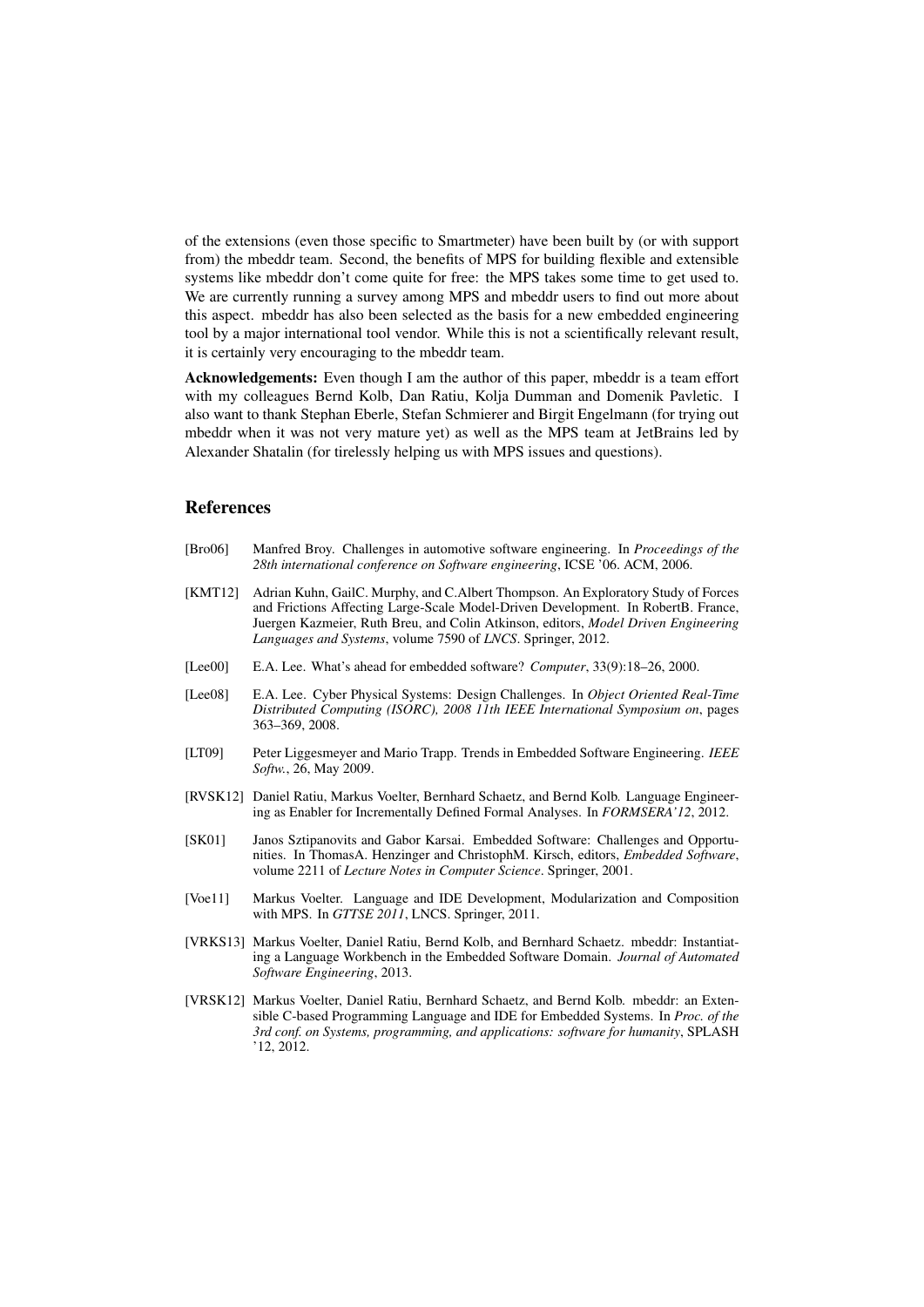of the extensions (even those specific to Smartmeter) have been built by (or with support from) the mbeddr team. Second, the benefits of MPS for building flexible and extensible systems like mbeddr don't come quite for free: the MPS takes some time to get used to. We are currently running a survey among MPS and mbeddr users to find out more about this aspect. mbeddr has also been selected as the basis for a new embedded engineering tool by a major international tool vendor. While this is not a scientifically relevant result, it is certainly very encouraging to the mbeddr team.

**Acknowledgements:** Even though I am the author of this paper, mbeddr is a team effort with my colleagues Bernd Kolb, Dan Ratiu, Kolja Dumman and Domenik Pavletic. I also want to thank Stephan Eberle, Stefan Schmierer and Birgit Engelmann (for trying out mbeddr when it was not very mature yet) as well as the MPS team at JetBrains led by Alexander Shatalin (for tirelessly helping us with MPS issues and questions).

## References

[Bro06] Manfred Broy. Challenges in automotive software engineering. In *Proceedings of the 28th international conference on Software engineering*, ICSE '06. ACM, 2006.

[KMT12] Adrian Kuhn, GailC. Murphy, and C.Albert Thompson. An Exploratory Study of Forces and Frictions Affecting Large-Scale Model-Driven Development. In RobertB. France, Juergen Kazmeier, Ruth Breu, and Colin Atkinson, editors, *Model Driven Engineering Languages and Systems*, volume 7590 of *LNCS*. Springer, 2012.

[Lee00] E.A. Lee. What's ahead for embedded software? *Computer*, 33(9):18–26, 2000.

[Lee08] E.A. Lee. Cyber Physical Systems: Design Challenges. In *Object Oriented Real-Time Distributed Computing (ISORC), 2008 11th IEEE International Symposium on*, pages 363–369, 2008.

[LT09] Peter Liggesmeyer and Mario Trapp. Trends in Embedded Software Engineering. *IEEE Softw.*, 26, May 2009.

[RVSK12] Daniel Ratiu, Markus Voelter, Bernhard Schaetz, and Bernd Kolb. Language Engineering as Enabler for Incrementally Defined Formal Analyses. In *FORMSERA'12*, 2012.

[SK01] Janos Sztipanovits and Gabor Karsai. Embedded Software: Challenges and Opportunities. In ThomasA. Henzinger and ChristophM. Kirsch, editors, *Embedded Software*, volume 2211 of *Lecture Notes in Computer Science*. Springer, 2001.

[Voe11] Markus Voelter. Language and IDE Development, Modularization and Composition with MPS. In *GTTSE 2011*, LNCS. Springer, 2011.

[VRKS13] Markus Voelter, Daniel Ratiu, Bernd Kolb, and Bernhard Schaetz. mbeddr: Instantiating a Language Workbench in the Embedded Software Domain. *Journal of Automated Software Engineering*, 2013.

[VRSK12] Markus Voelter, Daniel Ratiu, Bernhard Schaetz, and Bernd Kolb. mbeddr: an Extensible C-based Programming Language and IDE for Embedded Systems. In *Proc. of the 3rd conf. on Systems, programming, and applications: software for humanity*, SPLASH '12, 2012.